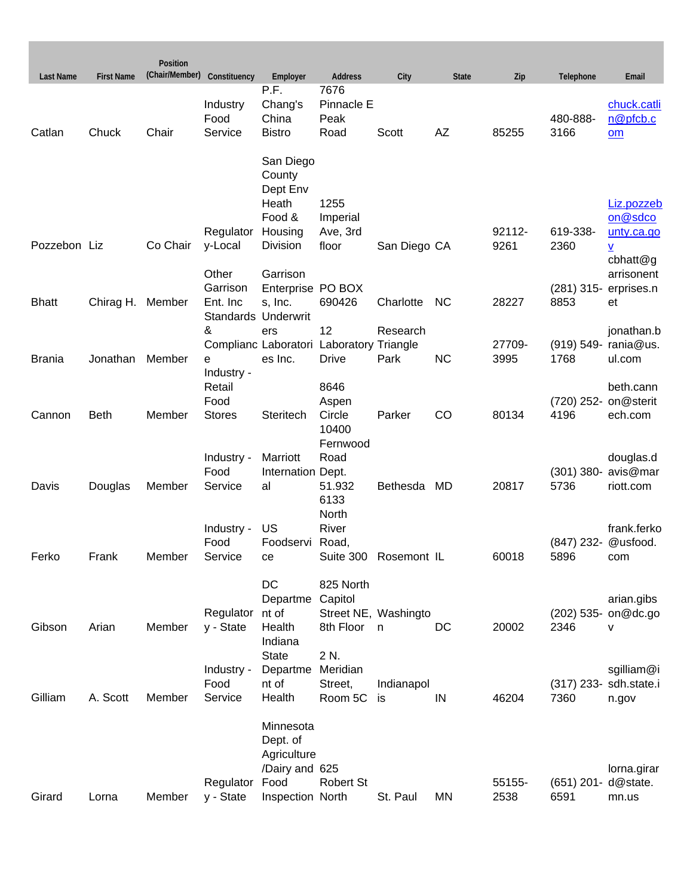| Last Name | First Name | Position (Chair/Member) | Constituency | Employer | Address | City | State | Zip | Telephone | Email |
|---|---|---|---|---|---|---|---|---|---|---|
| Catlan | Chuck | Chair | Industry Food Service | P.F. Chang's China Bistro | 7676 Pinnacle E Peak Road | Scott | AZ | 85255 | 480-888-3166 | chuck.catlin@pfcb.com |
| Pozzebon | Liz | Co Chair | Regulatory-Local | San Diego County Dept Env Heath Food & Housing Division | 1255 Imperial Ave, 3rd floor | San Diego | CA | 92112-9261 | 619-338-2360 | Liz.pozzebon@sdcounty.ca.gov |
| Bhatt | Chirag H. | Member | Other Garrison Ent. Inc | Garrison Enterprises, Inc. | PO BOX 690426 | Charlotte | NC | 28227 | (281) 315-8853 | cbhatt@garrisonenterprises.net |
| Brania | Jonathan | Member | Standards & Compliance | Underwriters Laboratories Inc. | 12 Laboratory Drive | Research Triangle Park | NC | 27709-3995 | (919) 549-1768 | jonathan.brania@us.ul.com |
| Cannon | Beth | Member | Industry - Retail Food Stores | Steritech | 8646 Aspen Circle | Parker | CO | 80134 | (720) 252-4196 | beth.cannon@steritech.com |
| Davis | Douglas | Member | Industry - Food Service | Marriott International | 10400 Fernwood Road Dept. 51.932 | Bethesda | MD | 20817 | (301) 380-5736 | douglas.davis@marriott.com |
| Ferko | Frank | Member | Industry - Food Service | US Foodservice | 6133 North River Road, Suite 300 | Rosemont | IL | 60018 | (847) 232-5896 | frank.ferko@usfood.com |
| Gibson | Arian | Member | Regulatory - State | DC Department of Health | 825 North Capitol Street NE, 8th Floor | Washington | DC | 20002 | (202) 535-2346 | arian.gibson@dc.gov |
| Gilliam | A. Scott | Member | Industry - Food Service | Indiana State Department of Health | 2 N. Meridian Street, Room 5C | Indianapolis | IN | 46204 | (317) 233-7360 | sgilliam@isdh.state.in.gov |
| Girard | Lorna | Member | Regulatory - State | Minnesota Dept. of Agriculture /Dairy and Food Inspection | 625 Robert St North | St. Paul | MN | 55155-2538 | (651) 201-6591 | lorna.girard@state.mn.us |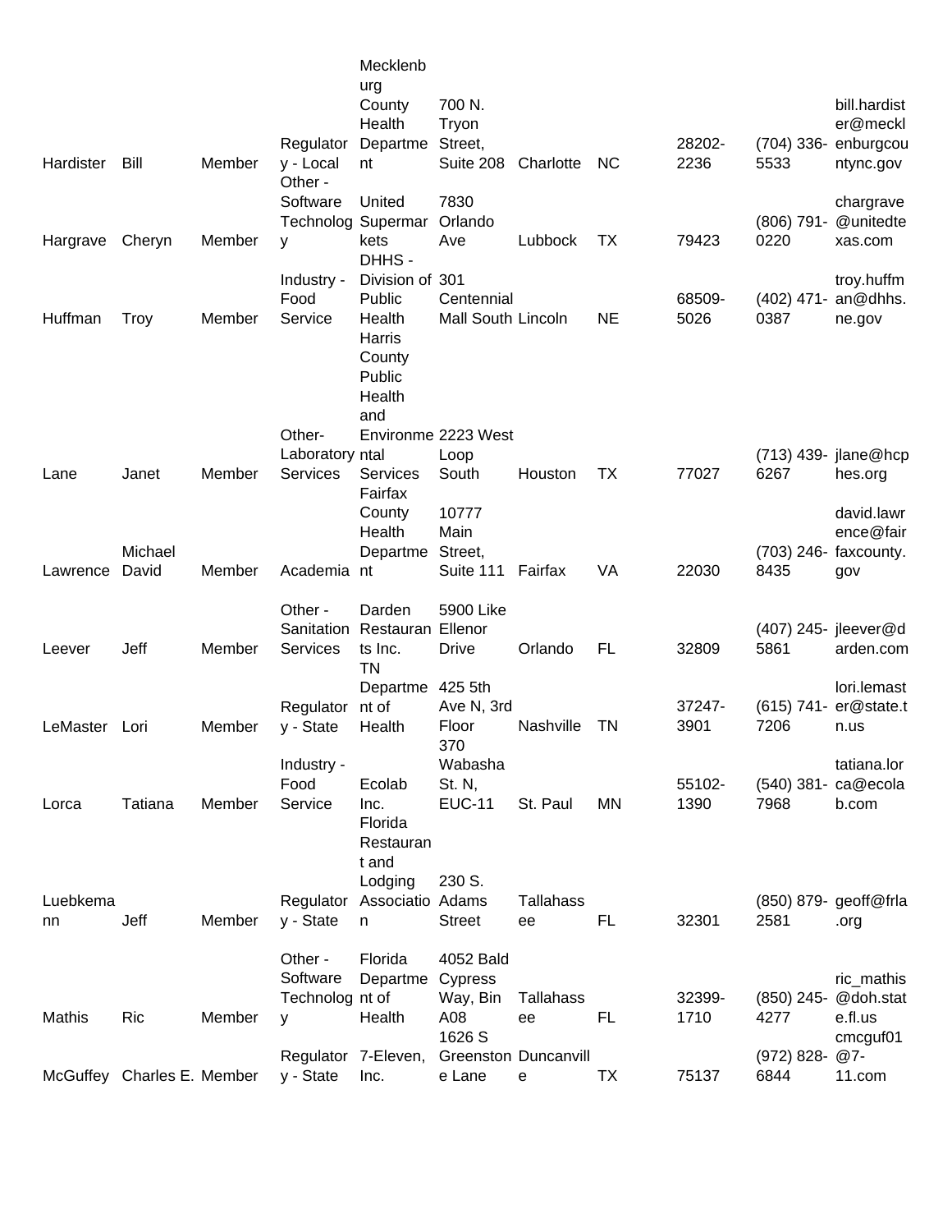| | | | | | | | | | | |
|---|---|---|---|---|---|---|---|---|---|---|
| Hardister | Bill | Member | Regulatory - Local | Mecklenburg County Health Department | 700 N. Tryon Street, Suite 208 | Charlotte | NC | 28202-2236 | (704) 336-5533 | bill.hardister@mecklenburgcountync.gov |
| Hargrave | Cheryn | Member | Other - Software Technology | United Supermarkets | 7830 Orlando Ave | Lubbock | TX | 79423 | (806) 791-0220 | chargrave@unitedtexas.com |
| Huffman | Troy | Member | Industry - Food Service | DHHS - Division of Public Health | 301 Centennial Mall South | Lincoln | NE | 68509-5026 | (402) 471-0387 | troy.huffman@dhhs.ne.gov |
| Lane | Janet | Member | Other-Laboratory Services | Harris County Public Health and Environmental Services | 2223 West Loop South | Houston | TX | 77027 | (713) 439-6267 | jlane@hcphes.org |
| Lawrence | Michael David | Member | Academia | Fairfax County Health Department | 10777 Main Street, Suite 111 | Fairfax | VA | 22030 | (703) 246-8435 | david.lawrence@fairfaxcounty.gov |
| Leever | Jeff | Member | Other - Sanitation Services | Darden Restaurants Inc. | 5900 Like Ellenor Drive | Orlando | FL | 32809 | (407) 245-5861 | jleever@darden.com |
| LeMaster | Lori | Member | Regulatory - State | TN Department of Health | 425 5th Ave N, 3rd Floor | Nashville | TN | 37247-3901 | (615) 741-7206 | lori.lemaster@state.tn.us |
| Lorca | Tatiana | Member | Industry - Food Service | Ecolab Inc. | 370 Wabasha St. N, EUC-11 | St. Paul | MN | 55102-1390 | (540) 381-7968 | tatiana.lorca@ecolab.com |
| Luebkemann | Jeff | Member | Regulatory - State | Florida Restaurant and Lodging Association | 230 S. Adams Street | Tallahassee | FL | 32301 | (850) 879-2581 | geoff@frla.org |
| Mathis | Ric | Member | Other - Software Technology | Florida Department of Health | 4052 Bald Cypress Way, Bin A08 | Tallahassee | FL | 32399-1710 | (850) 245-4277 | ric_mathis@doh.state.fl.us |
| McGuffey | Charles E. | Member | Regulatory - State | 7-Eleven, Inc. | 1626 S Greenstone Lane | Duncanville | TX | 75137 | (972) 828-6844 | cmcguf01@7-11.com |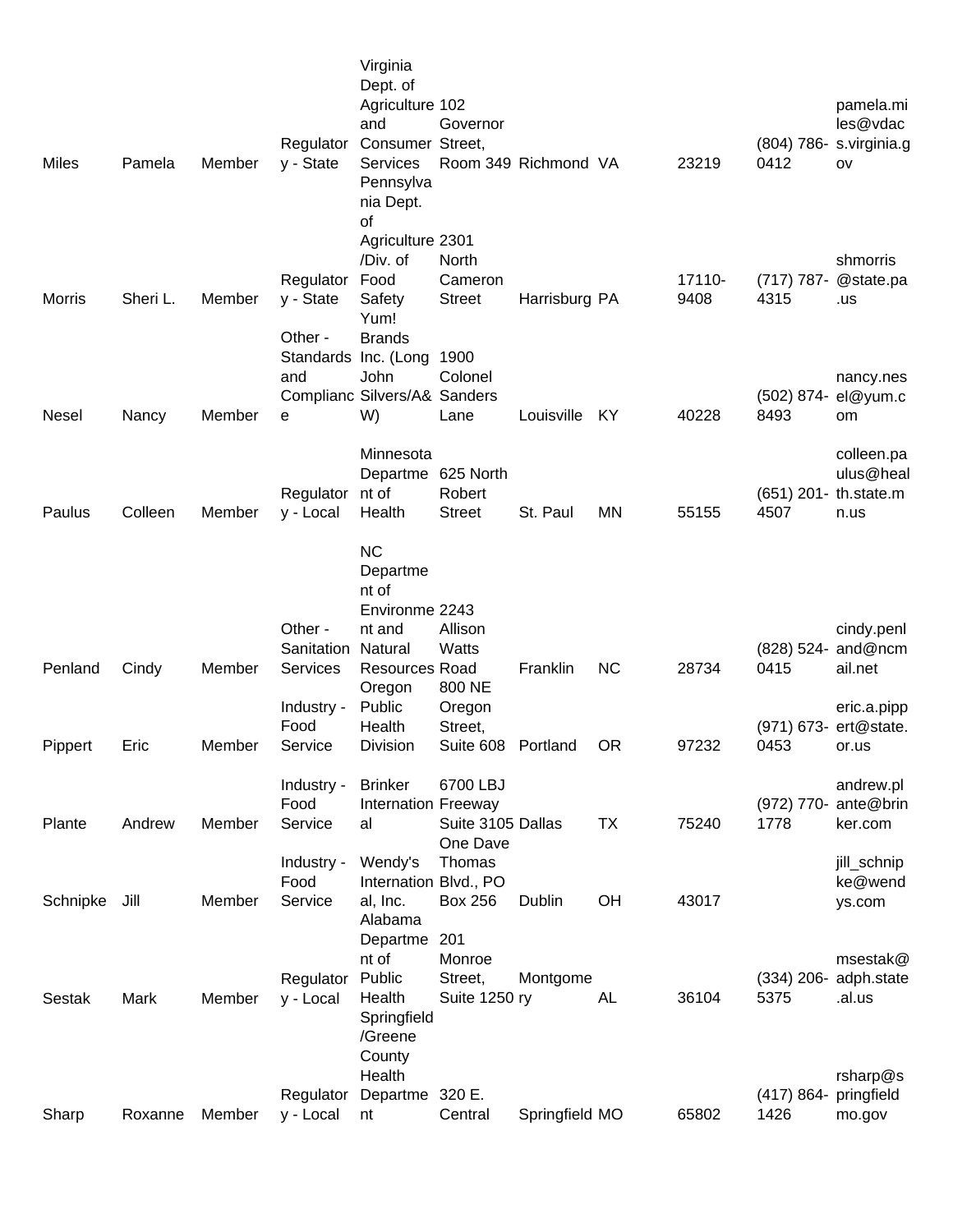| Miles | Pamela | Member | Regulatory - State | Virginia Dept. of Agriculture and Consumer Services | 102 Governor Street, Room 349 | Richmond | VA | 23219 | (804) 786-0412 | pamela.miles@vdacs.virginia.gov |
|---|---|---|---|---|---|---|---|---|---|---|
| Morris | Sheri L. | Member | Regulatory - State | Pennsylvania Dept. of Agriculture /Div. of Food Safety | 2301 North Cameron Street | Harrisburg | PA | 17110-9408 | (717) 787-4315 | shmorris@state.pa.us |
| Nesel | Nancy | Member | Other - Standards and Compliance | Yum! Brands Inc. (Long John Silvers/A&W) | 1900 Colonel Sanders Lane | Louisville | KY | 40228 | (502) 874-8493 | nancy.nesel@yum.com |
| Paulus | Colleen | Member | Regulatory - Local | Minnesota Department of Health | 625 North Robert Street | St. Paul | MN | 55155 | (651) 201-4507 | colleen.paulus@health.state.mn.us |
| Penland | Cindy | Member | Other - Sanitation Services | NC Department of Environment and Natural Resources | 2243 Allison Watts Road | Franklin | NC | 28734 | (828) 524-0415 | cindy.penland@ncmail.net |
| Pippert | Eric | Member | Industry - Food Service | Oregon Public Health Division | 800 NE Oregon Street, Suite 608 | Portland | OR | 97232 | (971) 673-0453 | eric.a.pippert@state.or.us |
| Plante | Andrew | Member | Industry - Food Service | Brinker International | 6700 LBJ Freeway Suite 3105 | Dallas | TX | 75240 | (972) 770-1778 | andrew.plante@brinker.com |
| Schnipke | Jill | Member | Industry - Food Service | Wendy's International, Inc. | One Dave Thomas Blvd., PO Box 256 | Dublin | OH | 43017 | | jill_schnipke@wendys.com |
| Sestak | Mark | Member | Regulatory - Local | Alabama Department of Public Health | 201 Monroe Street, Suite 1250 | Montgomery | AL | 36104 | (334) 206-5375 | msestak@adph.state.al.us |
| Sharp | Roxanne | Member | Regulatory - Local | Springfield /Greene County Health Department | 320 E. Central | Springfield | MO | 65802 | (417) 864-1426 | rsharp@springfieldmo.gov |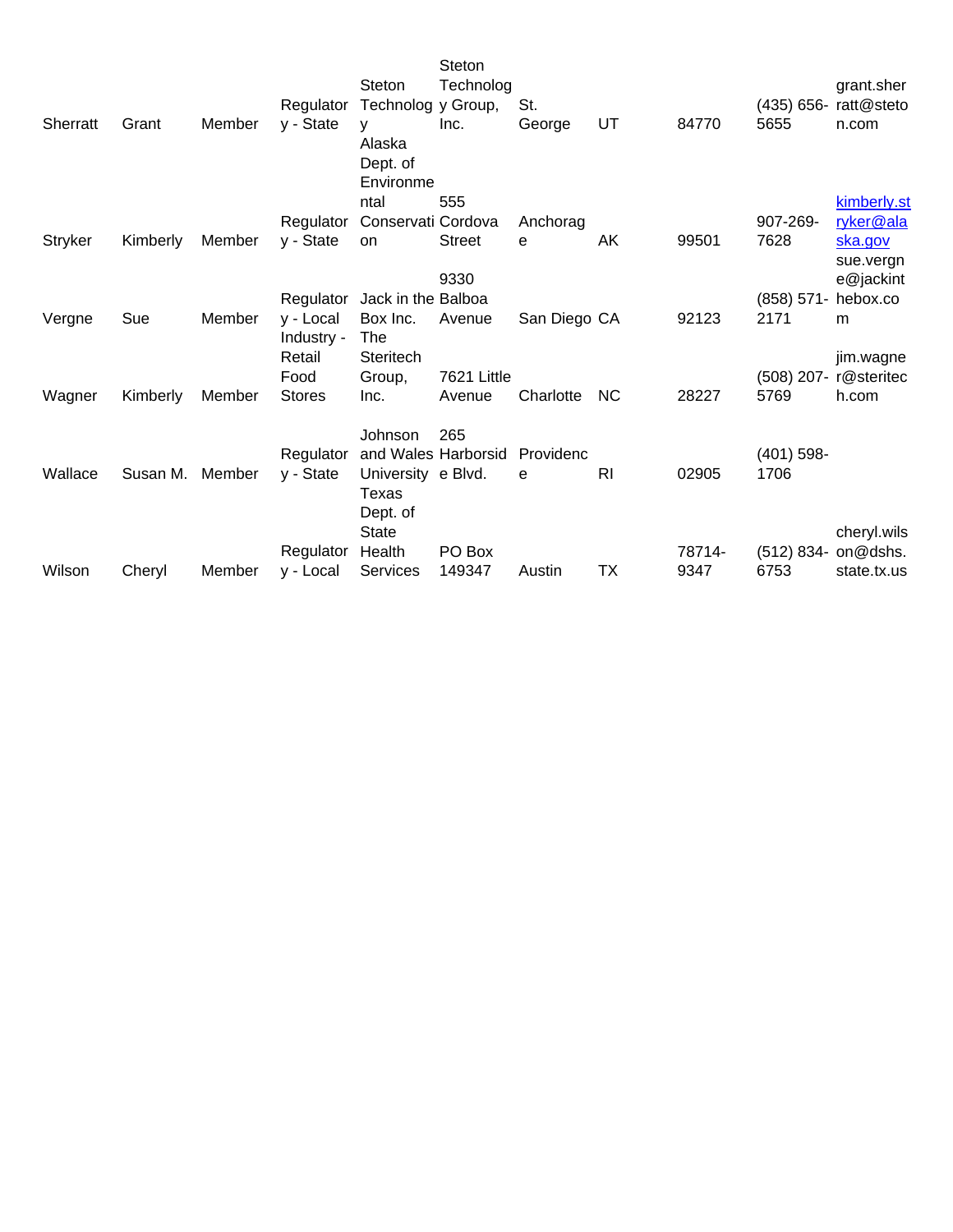| | | | | | | | | | | |
|---|---|---|---|---|---|---|---|---|---|---|
| Sherratt | Grant | Member | Regulatory - State | Steton Technology | Steton Technology Group, Inc. | St. George | UT | 84770 | (435) 656-5655 | grant.sherratt@steton.com |
| Stryker | Kimberly | Member | Regulatory - State | Alaska Dept. of Environmental Conservation | 555 Cordova Street | Anchorage | AK | 99501 | 907-269-7628 | kimberly.stryker@alaska.gov |
| Vergne | Sue | Member | Regulatory - Local | Jack in the Box Inc. | 9330 Balboa Avenue | San Diego | CA | 92123 | (858) 571-2171 | sue.vergne@jackinthebox.com |
| Wagner | Kimberly | Member | Industry - Retail Food Stores | The Steritech Group, Inc. | 7621 Little Avenue | Charlotte | NC | 28227 | (508) 207-5769 | jim.wagner@steritech.com |
| Wallace | Susan M. | Member | Regulatory - State | Johnson and Wales University | 265 Harborside Blvd. | Providence | RI | 02905 | (401) 598-1706 | |
| Wilson | Cheryl | Member | Regulatory - Local | Texas Dept. of State Health Services | PO Box 149347 | Austin | TX | 78714-9347 | (512) 834-6753 | cheryl.wilson@dshs.state.tx.us |